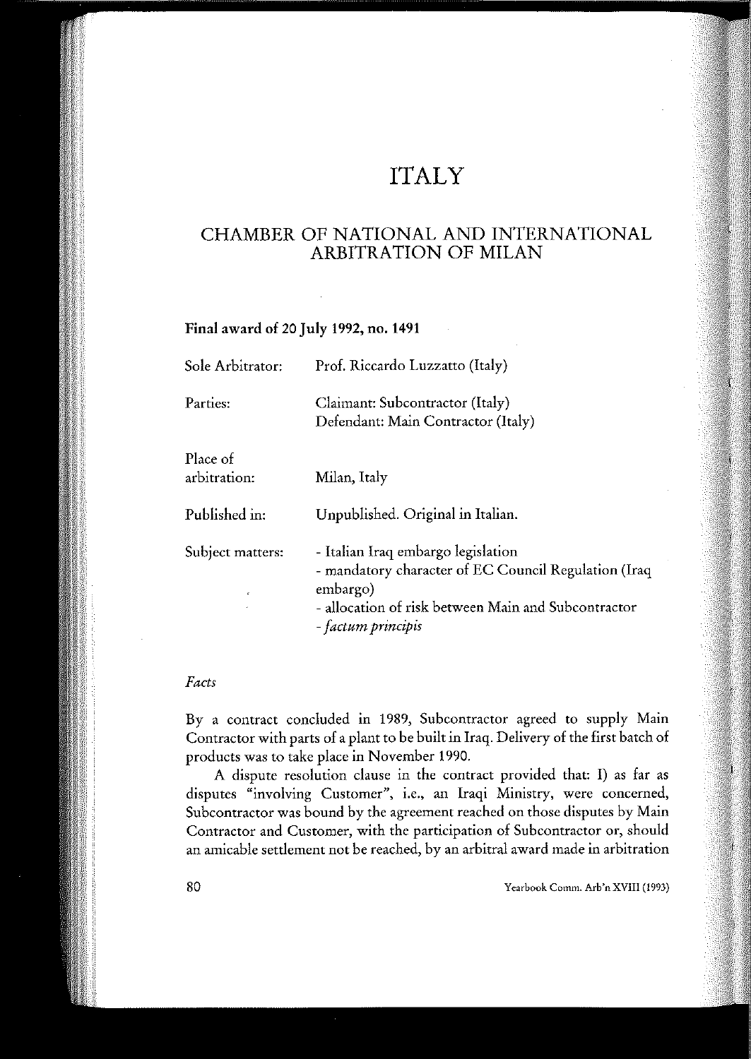# ITALY

## CHAMBER OF NATIONAL AND INTERNATIONAL ARBITRATION OF MILAN

### Final award of 20 July 1992, no. 1491

| | |
|---|---|
| Sole Arbitrator: | Prof. Riccardo Luzzatto (Italy) |
| Parties: | Claimant: Subcontractor (Italy)<br>Defendant: Main Contractor (Italy) |
| Place of arbitration: | Milan, Italy |
| Published in: | Unpublished. Original in Italian. |
| Subject matters: | - Italian Iraq embargo legislation<br>- mandatory character of EC Council Regulation (Iraq embargo)<br>- allocation of risk between Main and Subcontractor<br>- *factum principis* |

*Facts*

By a contract concluded in 1989, Subcontractor agreed to supply Main Contractor with parts of a plant to be built in Iraq. Delivery of the first batch of products was to take place in November 1990.

A dispute resolution clause in the contract provided that: I) as far as disputes "involving Customer", i.e., an Iraqi Ministry, were concerned, Subcontractor was bound by the agreement reached on those disputes by Main Contractor and Customer, with the participation of Subcontractor or, should an amicable settlement not be reached, by an arbitral award made in arbitration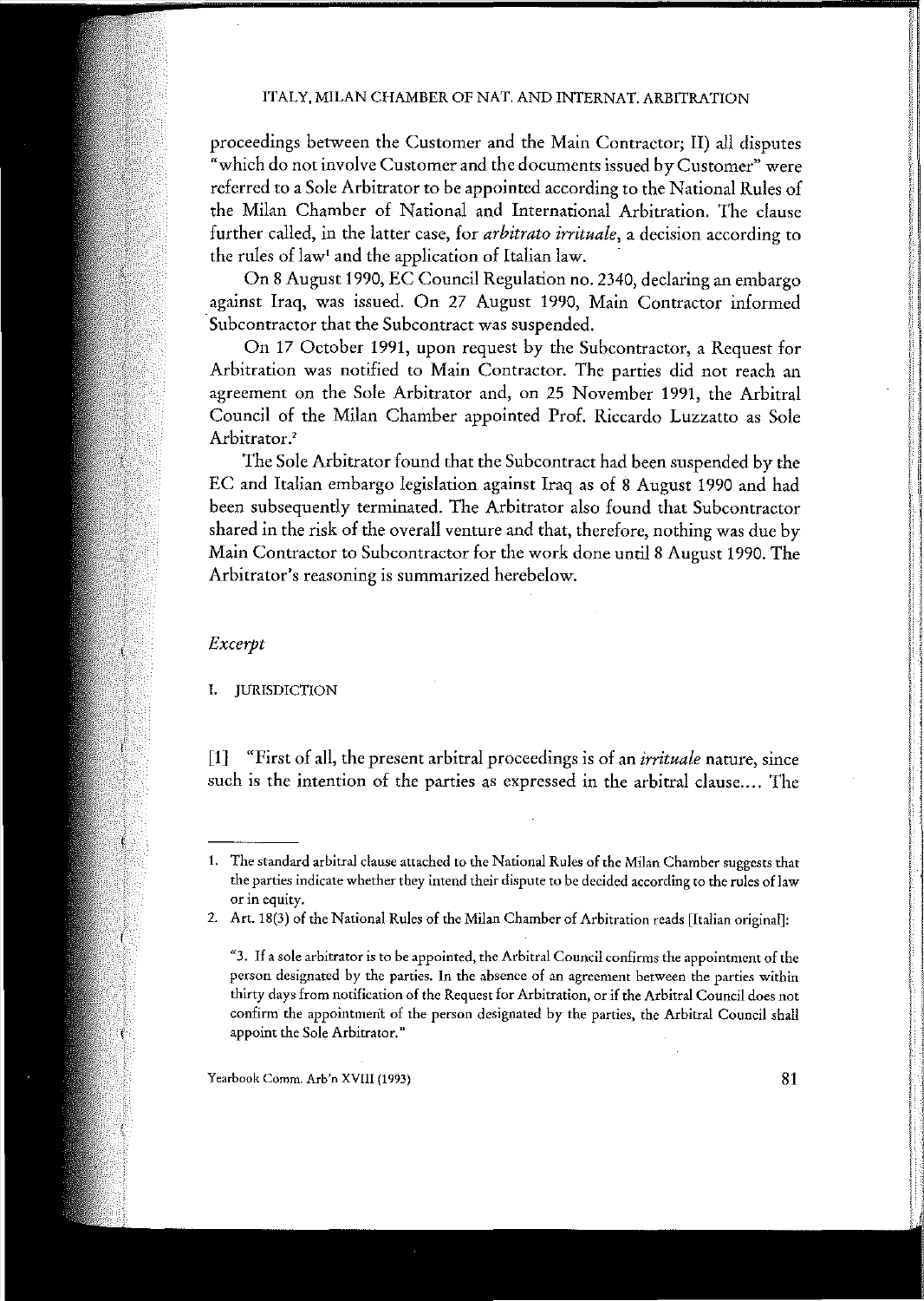proceedings between the Customer and the Main Contractor; II) all disputes "which do not involve Customer and the documents issued by Customer" were referred to a Sole Arbitrator to be appointed according to the National Rules of the Milan Chamber of National and International Arbitration. The clause further called, in the latter case, for *arbitrato irrituale*, a decision according to the rules of law[1] and the application of Italian law.

On 8 August 1990, EC Council Regulation no. 2340, declaring an embargo against Iraq, was issued. On 27 August 1990, Main Contractor informed Subcontractor that the Subcontract was suspended.

On 17 October 1991, upon request by the Subcontractor, a Request for Arbitration was notified to Main Contractor. The parties did not reach an agreement on the Sole Arbitrator and, on 25 November 1991, the Arbitral Council of the Milan Chamber appointed Prof. Riccardo Luzzatto as Sole Arbitrator.[2]

The Sole Arbitrator found that the Subcontract had been suspended by the EC and Italian embargo legislation against Iraq as of 8 August 1990 and had been subsequently terminated. The Arbitrator also found that Subcontractor shared in the risk of the overall venture and that, therefore, nothing was due by Main Contractor to Subcontractor for the work done until 8 August 1990. The Arbitrator's reasoning is summarized herebelow.

*Excerpt*

## I. JURISDICTION

[1] "First of all, the present arbitral proceedings is of an *irrituale* nature, since such is the intention of the parties as expressed in the arbitral clause.... The

---

1. The standard arbitral clause attached to the National Rules of the Milan Chamber suggests that the parties indicate whether they intend their dispute to be decided according to the rules of law or in equity.

2. Art. 18(3) of the National Rules of the Milan Chamber of Arbitration reads [Italian original]:

"3. If a sole arbitrator is to be appointed, the Arbitral Council confirms the appointment of the person designated by the parties. In the absence of an agreement between the parties within thirty days from notification of the Request for Arbitration, or if the Arbitral Council does not confirm the appointment of the person designated by the parties, the Arbitral Council shall appoint the Sole Arbitrator."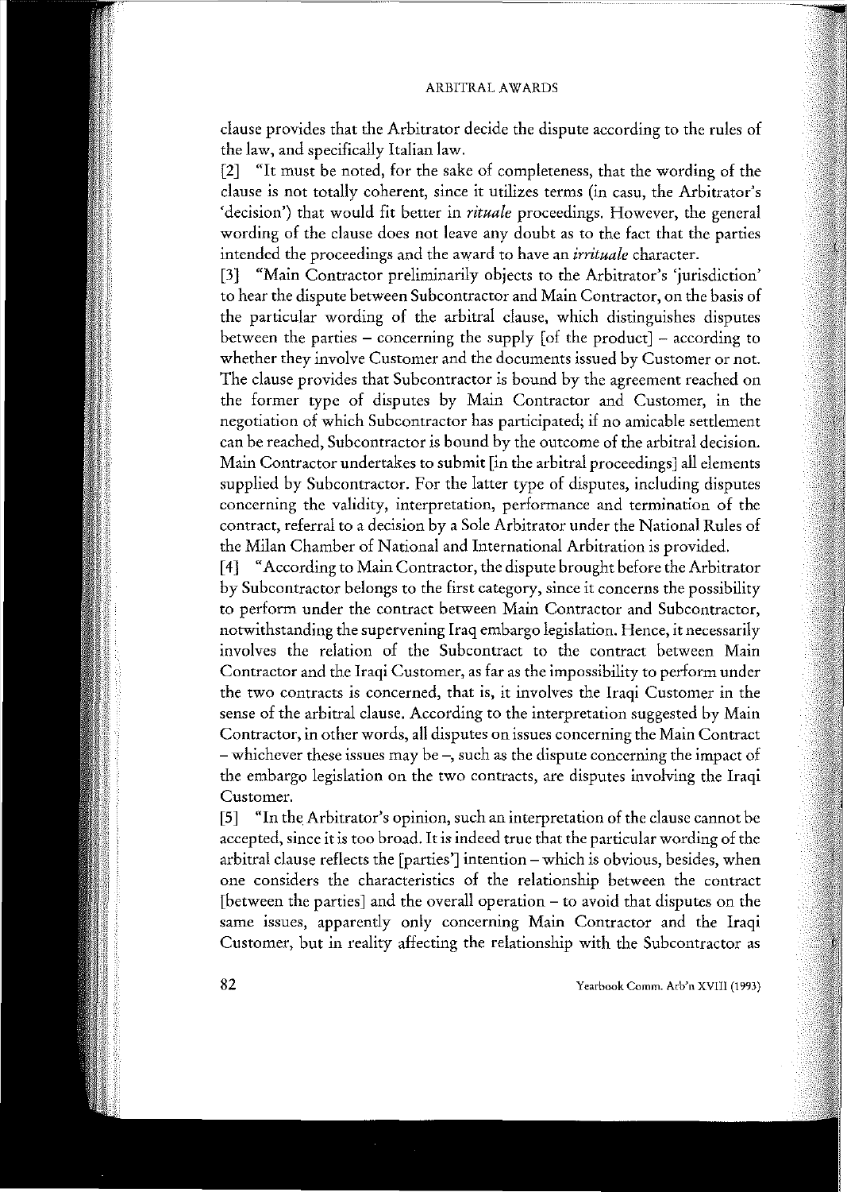clause provides that the Arbitrator decide the dispute according to the rules of the law, and specifically Italian law.

[2] "It must be noted, for the sake of completeness, that the wording of the clause is not totally coherent, since it utilizes terms (in casu, the Arbitrator's 'decision') that would fit better in *rituale* proceedings. However, the general wording of the clause does not leave any doubt as to the fact that the parties intended the proceedings and the award to have an *irrituale* character.

[3] "Main Contractor preliminarily objects to the Arbitrator's 'jurisdiction' to hear the dispute between Subcontractor and Main Contractor, on the basis of the particular wording of the arbitral clause, which distinguishes disputes between the parties – concerning the supply [of the product] – according to whether they involve Customer and the documents issued by Customer or not. The clause provides that Subcontractor is bound by the agreement reached on the former type of disputes by Main Contractor and Customer, in the negotiation of which Subcontractor has participated; if no amicable settlement can be reached, Subcontractor is bound by the outcome of the arbitral decision. Main Contractor undertakes to submit [in the arbitral proceedings] all elements supplied by Subcontractor. For the latter type of disputes, including disputes concerning the validity, interpretation, performance and termination of the contract, referral to a decision by a Sole Arbitrator under the National Rules of the Milan Chamber of National and International Arbitration is provided.

[4] "According to Main Contractor, the dispute brought before the Arbitrator by Subcontractor belongs to the first category, since it concerns the possibility to perform under the contract between Main Contractor and Subcontractor, notwithstanding the supervening Iraq embargo legislation. Hence, it necessarily involves the relation of the Subcontractor to the contract between Main Contractor and the Iraqi Customer, as far as the impossibility to perform under the two contracts is concerned, that is, it involves the Iraqi Customer in the sense of the arbitral clause. According to the interpretation suggested by Main Contractor, in other words, all disputes on issues concerning the Main Contract – whichever these issues may be –, such as the dispute concerning the impact of the embargo legislation on the two contracts, are disputes involving the Iraqi Customer.

[5] "In the Arbitrator's opinion, such an interpretation of the clause cannot be accepted, since it is too broad. It is indeed true that the particular wording of the arbitral clause reflects the [parties'] intention – which is obvious, besides, when one considers the characteristics of the relationship between the contract [between the parties] and the overall operation – to avoid that disputes on the same issues, apparently only concerning Main Contractor and the Iraqi Customer, but in reality affecting the relationship with the Subcontractor as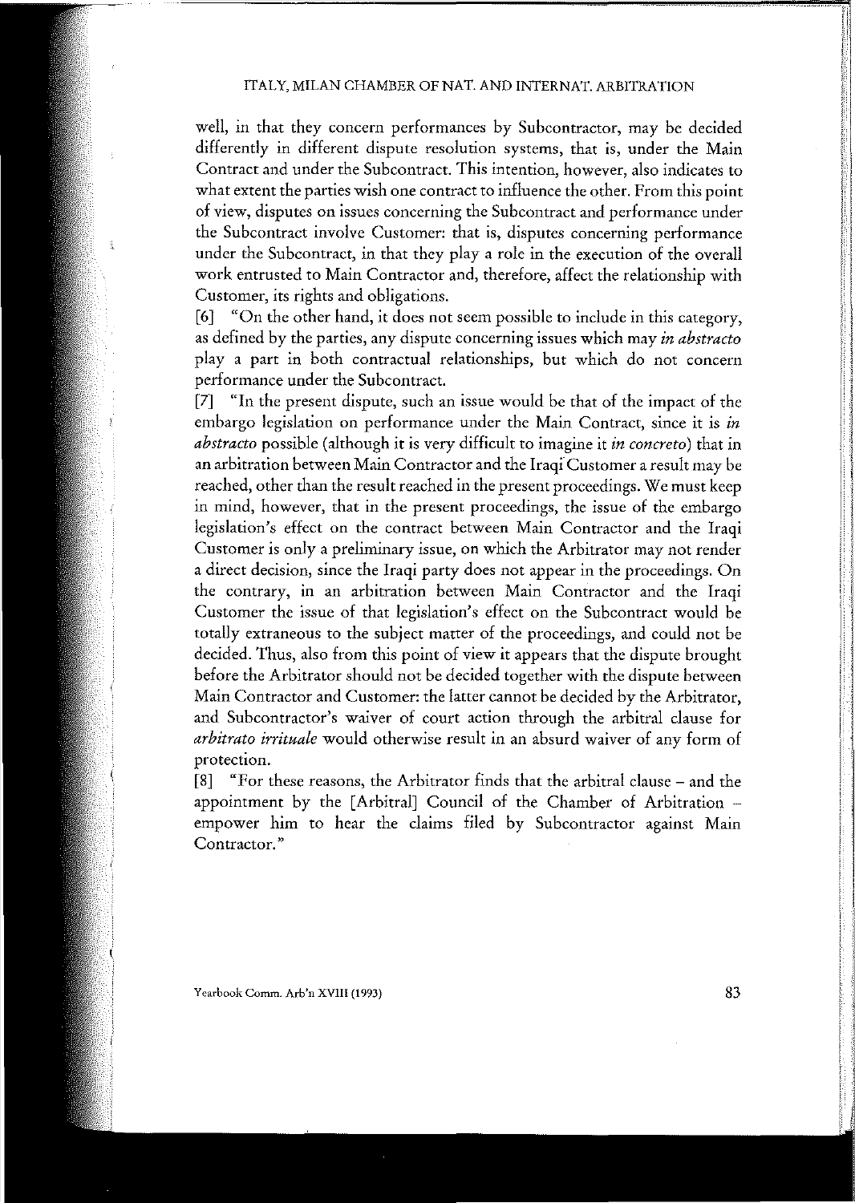well, in that they concern performances by Subcontractor, may be decided differently in different dispute resolution systems, that is, under the Main Contract and under the Subcontract. This intention, however, also indicates to what extent the parties wish one contract to influence the other. From this point of view, disputes on issues concerning the Subcontract and performance under the Subcontract involve Customer: that is, disputes concerning performance under the Subcontract, in that they play a role in the execution of the overall work entrusted to Main Contractor and, therefore, affect the relationship with Customer, its rights and obligations.

[6] "On the other hand, it does not seem possible to include in this category, as defined by the parties, any dispute concerning issues which may *in abstracto* play a part in both contractual relationships, but which do not concern performance under the Subcontract.

[7] "In the present dispute, such an issue would be that of the impact of the embargo legislation on performance under the Main Contract, since it is *in abstracto* possible (although it is very difficult to imagine it *in concreto*) that in an arbitration between Main Contractor and the Iraqi Customer a result may be reached, other than the result reached in the present proceedings. We must keep in mind, however, that in the present proceedings, the issue of the embargo legislation's effect on the contract between Main Contractor and the Iraqi Customer is only a preliminary issue, on which the Arbitrator may not render a direct decision, since the Iraqi party does not appear in the proceedings. On the contrary, in an arbitration between Main Contractor and the Iraqi Customer the issue of that legislation's effect on the Subcontract would be totally extraneous to the subject matter of the proceedings, and could not be decided. Thus, also from this point of view it appears that the dispute brought before the Arbitrator should not be decided together with the dispute between Main Contractor and Customer: the latter cannot be decided by the Arbitrator, and Subcontractor's waiver of court action through the arbitral clause for *arbitrato irrituale* would otherwise result in an absurd waiver of any form of protection.

[8] "For these reasons, the Arbitrator finds that the arbitral clause – and the appointment by the [Arbitral] Council of the Chamber of Arbitration – empower him to hear the claims filed by Subcontractor against Main Contractor."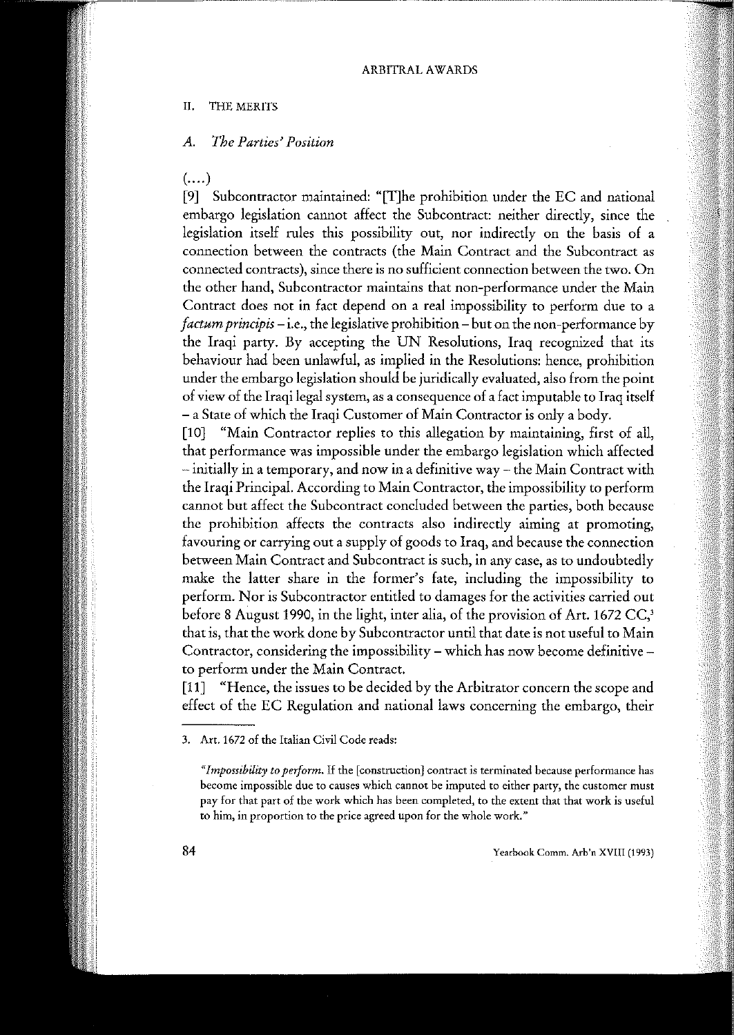## II. THE MERITS

### A. *The Parties' Position*

(....)

[9] Subcontractor maintained: "[T]he prohibition under the EC and national embargo legislation cannot affect the Subcontract: neither directly, since the legislation itself rules this possibility out, nor indirectly on the basis of a connection between the contracts (the Main Contract and the Subcontract as connected contracts), since there is no sufficient connection between the two. On the other hand, Subcontractor maintains that non-performance under the Main Contract does not in fact depend on a real impossibility to perform due to a *factum principis* – i.e., the legislative prohibition – but on the non-performance by the Iraqi party. By accepting the UN Resolutions, Iraq recognized that its behaviour had been unlawful, as implied in the Resolutions: hence, prohibition under the embargo legislation should be juridically evaluated, also from the point of view of the Iraqi legal system, as a consequence of a fact imputable to Iraq itself – a State of which the Iraqi Customer of Main Contractor is only a body.

[10] "Main Contractor replies to this allegation by maintaining, first of all, that performance was impossible under the embargo legislation which affected – initially in a temporary, and now in a definitive way – the Main Contract with the Iraqi Principal. According to Main Contractor, the impossibility to perform cannot but affect the Subcontract concluded between the parties, both because the prohibition affects the contracts also indirectly aiming at promoting, favouring or carrying out a supply of goods to Iraq, and because the connection between Main Contract and Subcontract is such, in any case, as to undoubtedly make the latter share in the former's fate, including the impossibility to perform. Nor is Subcontractor entitled to damages for the activities carried out before 8 August 1990, in the light, inter alia, of the provision of Art. 1672 CC,[3] that is, that the work done by Subcontractor until that date is not useful to Main Contractor, considering the impossibility – which has now become definitive – to perform under the Main Contract.

[11] "Hence, the issues to be decided by the Arbitrator concern the scope and effect of the EC Regulation and national laws concerning the embargo, their

---

3. Art. 1672 of the Italian Civil Code reads:

"*Impossibility to perform.* If the [construction] contract is terminated because performance has become impossible due to causes which cannot be imputed to either party, the customer must pay for that part of the work which has been completed, to the extent that that work is useful to him, in proportion to the price agreed upon for the whole work."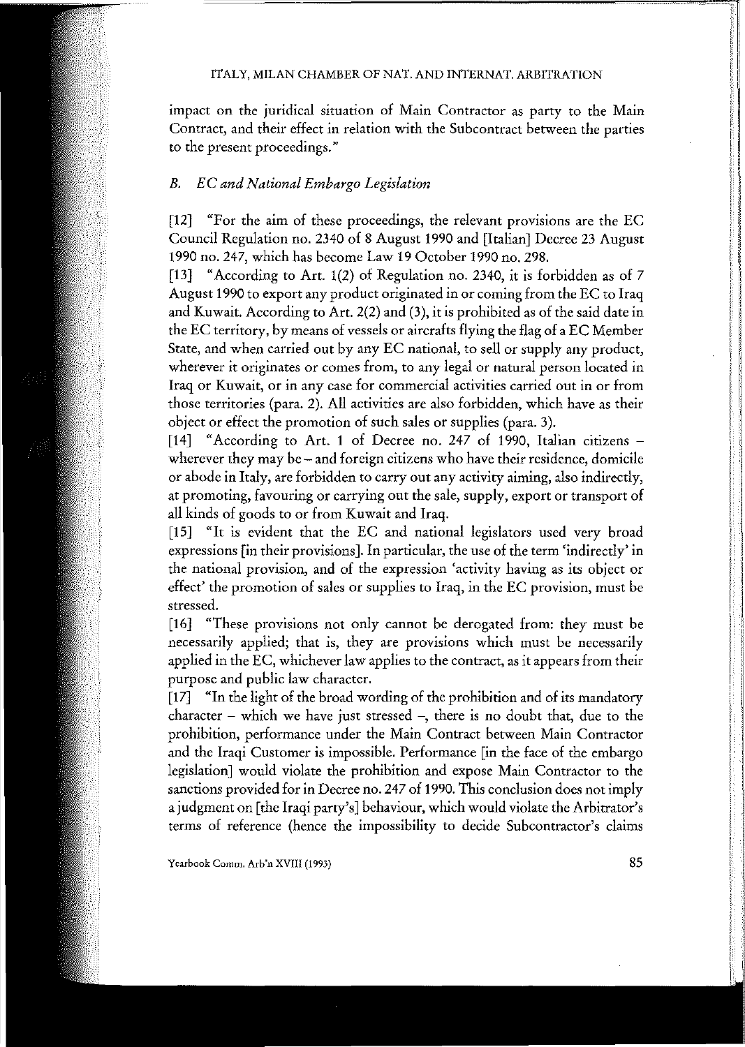impact on the juridical situation of Main Contractor as party to the Main Contract, and their effect in relation with the Subcontract between the parties to the present proceedings."

### B. *EC and National Embargo Legislation*

[12] "For the aim of these proceedings, the relevant provisions are the EC Council Regulation no. 2340 of 8 August 1990 and [Italian] Decree 23 August 1990 no. 247, which has become Law 19 October 1990 no. 298.

[13] "According to Art. 1(2) of Regulation no. 2340, it is forbidden as of 7 August 1990 to export any product originated in or coming from the EC to Iraq and Kuwait. According to Art. 2(2) and (3), it is prohibited as of the said date in the EC territory, by means of vessels or aircrafts flying the flag of a EC Member State, and when carried out by any EC national, to sell or supply any product, wherever it originates or comes from, to any legal or natural person located in Iraq or Kuwait, or in any case for commercial activities carried out in or from those territories (para. 2). All activities are also forbidden, which have as their object or effect the promotion of such sales or supplies (para. 3).

[14] "According to Art. 1 of Decree no. 247 of 1990, Italian citizens – wherever they may be – and foreign citizens who have their residence, domicile or abode in Italy, are forbidden to carry out any activity aiming, also indirectly, at promoting, favouring or carrying out the sale, supply, export or transport of all kinds of goods to or from Kuwait and Iraq.

[15] "It is evident that the EC and national legislators used very broad expressions [in their provisions]. In particular, the use of the term 'indirectly' in the national provision, and of the expression 'activity having as its object or effect' the promotion of sales or supplies to Iraq, in the EC provision, must be stressed.

[16] "These provisions not only cannot be derogated from: they must be necessarily applied; that is, they are provisions which must be necessarily applied in the EC, whichever law applies to the contract, as it appears from their purpose and public law character.

[17] "In the light of the broad wording of the prohibition and of its mandatory character – which we have just stressed –, there is no doubt that, due to the prohibition, performance under the Main Contract between Main Contractor and the Iraqi Customer is impossible. Performance [in the face of the embargo legislation] would violate the prohibition and expose Main Contractor to the sanctions provided for in Decree no. 247 of 1990. This conclusion does not imply a judgment on [the Iraqi party's] behaviour, which would violate the Arbitrator's terms of reference (hence the impossibility to decide Subcontractor's claims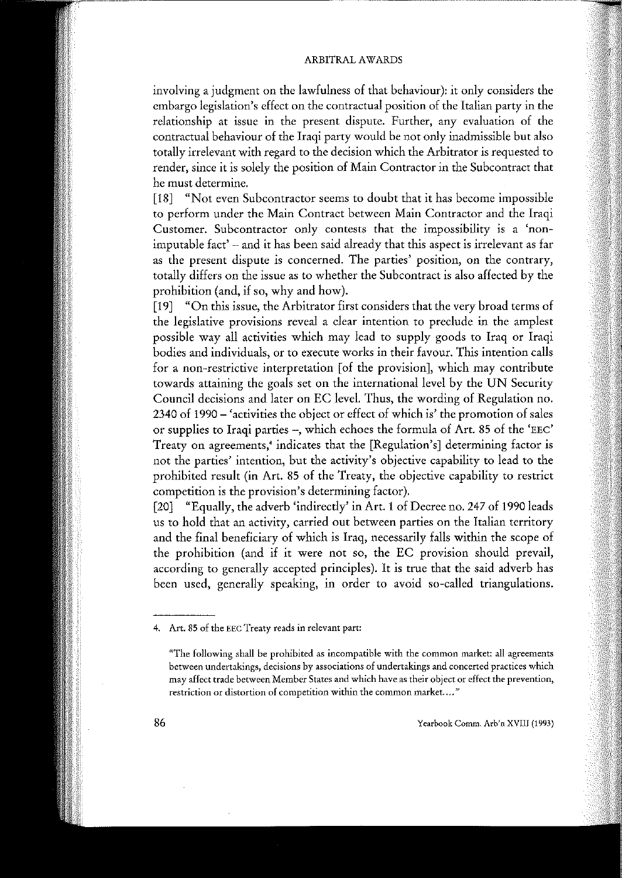involving a judgment on the lawfulness of that behaviour): it only considers the embargo legislation's effect on the contractual position of the Italian party in the relationship at issue in the present dispute. Further, any evaluation of the contractual behaviour of the Iraqi party would be not only inadmissible but also totally irrelevant with regard to the decision which the Arbitrator is requested to render, since it is solely the position of Main Contractor in the Subcontract that he must determine.

[18] "Not even Subcontractor seems to doubt that it has become impossible to perform under the Main Contract between Main Contractor and the Iraqi Customer. Subcontractor only contests that the impossibility is a 'non-imputable fact' – and it has been said already that this aspect is irrelevant as far as the present dispute is concerned. The parties' position, on the contrary, totally differs on the issue as to whether the Subcontract is also affected by the prohibition (and, if so, why and how).

[19] "On this issue, the Arbitrator first considers that the very broad terms of the legislative provisions reveal a clear intention to preclude in the amplest possible way all activities which may lead to supply goods to Iraq or Iraqi bodies and individuals, or to execute works in their favour. This intention calls for a non-restrictive interpretation [of the provision], which may contribute towards attaining the goals set on the international level by the UN Security Council decisions and later on EC level. Thus, the wording of Regulation no. 2340 of 1990 – 'activities the object or effect of which is' the promotion of sales or supplies to Iraqi parties –, which echoes the formula of Art. 85 of the 'EEC' Treaty on agreements,[4] indicates that the [Regulation's] determining factor is not the parties' intention, but the activity's objective capability to lead to the prohibited result (in Art. 85 of the Treaty, the objective capability to restrict competition is the provision's determining factor).

[20] "Equally, the adverb 'indirectly' in Art. 1 of Decree no. 247 of 1990 leads us to hold that an activity, carried out between parties on the Italian territory and the final beneficiary of which is Iraq, necessarily falls within the scope of the prohibition (and if it were not so, the EC provision should prevail, according to generally accepted principles). It is true that the said adverb has been used, generally speaking, in order to avoid so-called triangulations.

---

4. Art. 85 of the EEC Treaty reads in relevant part:

"The following shall be prohibited as incompatible with the common market: all agreements between undertakings, decisions by associations of undertakings and concerted practices which may affect trade between Member States and which have as their object or effect the prevention, restriction or distortion of competition within the common market...."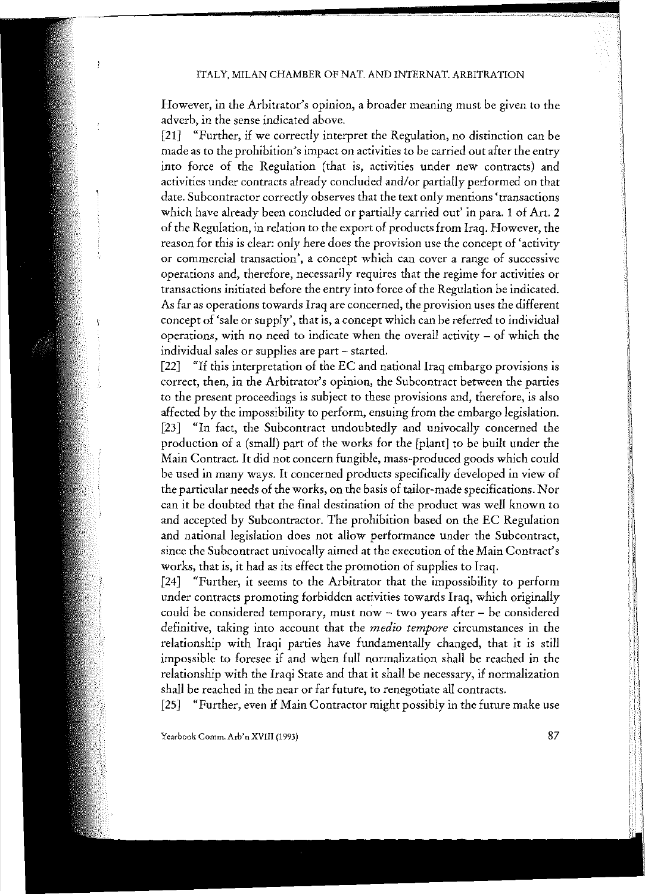However, in the Arbitrator's opinion, a broader meaning must be given to the adverb, in the sense indicated above.

[21] "Further, if we correctly interpret the Regulation, no distinction can be made as to the prohibition's impact on activities to be carried out after the entry into force of the Regulation (that is, activities under new contracts) and activities under contracts already concluded and/or partially performed on that date. Subcontractor correctly observes that the text only mentions 'transactions which have already been concluded or partially carried out' in para. 1 of Art. 2 of the Regulation, in relation to the export of products from Iraq. However, the reason for this is clear: only here does the provision use the concept of 'activity or commercial transaction', a concept which can cover a range of successive operations and, therefore, necessarily requires that the regime for activities or transactions initiated before the entry into force of the Regulation be indicated. As far as operations towards Iraq are concerned, the provision uses the different concept of 'sale or supply', that is, a concept which can be referred to individual operations, with no need to indicate when the overall activity – of which the individual sales or supplies are part – started.

[22] "If this interpretation of the EC and national Iraq embargo provisions is correct, then, in the Arbitrator's opinion, the Subcontract between the parties to the present proceedings is subject to these provisions and, therefore, is also affected by the impossibility to perform, ensuing from the embargo legislation.

[23] "In fact, the Subcontract undoubtedly and univocally concerned the production of a (small) part of the works for the [plant] to be built under the Main Contract. It did not concern fungible, mass-produced goods which could be used in many ways. It concerned products specifically developed in view of the particular needs of the works, on the basis of tailor-made specifications. Nor can it be doubted that the final destination of the product was well known to and accepted by Subcontractor. The prohibition based on the EC Regulation and national legislation does not allow performance under the Subcontract, since the Subcontract univocally aimed at the execution of the Main Contract's works, that is, it had as its effect the promotion of supplies to Iraq.

[24] "Further, it seems to the Arbitrator that the impossibility to perform under contracts promoting forbidden activities towards Iraq, which originally could be considered temporary, must now – two years after – be considered definitive, taking into account that the *medio tempore* circumstances in the relationship with Iraqi parties have fundamentally changed, that it is still impossible to foresee if and when full normalization shall be reached in the relationship with the Iraqi State and that it shall be necessary, if normalization shall be reached in the near or far future, to renegotiate all contracts.

[25] "Further, even if Main Contractor might possibly in the future make use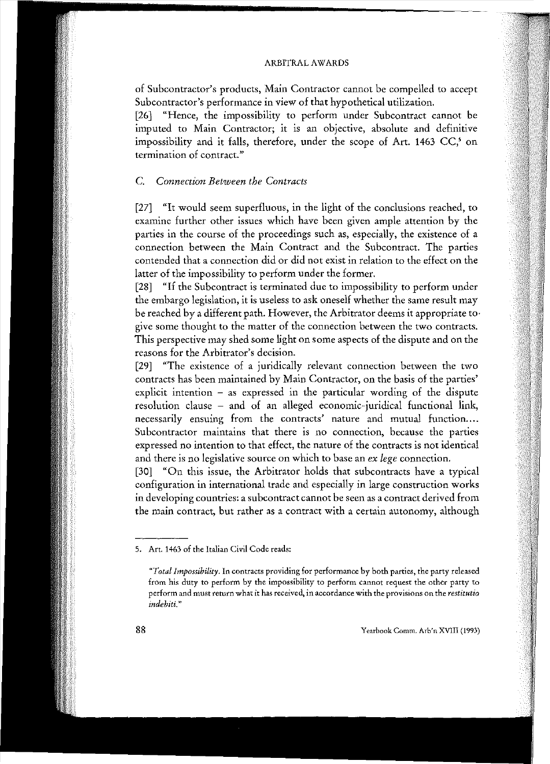of Subcontractor's products, Main Contractor cannot be compelled to accept Subcontractor's performance in view of that hypothetical utilization.

[26] "Hence, the impossibility to perform under Subcontract cannot be imputed to Main Contractor; it is an objective, absolute and definitive impossibility and it falls, therefore, under the scope of Art. 1463 CC,[5] on termination of contract."

### C. *Connection Between the Contracts*

[27] "It would seem superfluous, in the light of the conclusions reached, to examine further other issues which have been given ample attention by the parties in the course of the proceedings such as, especially, the existence of a connection between the Main Contract and the Subcontract. The parties contended that a connection did or did not exist in relation to the effect on the latter of the impossibility to perform under the former.

[28] "If the Subcontract is terminated due to impossibility to perform under the embargo legislation, it is useless to ask oneself whether the same result may be reached by a different path. However, the Arbitrator deems it appropriate to give some thought to the matter of the connection between the two contracts. This perspective may shed some light on some aspects of the dispute and on the reasons for the Arbitrator's decision.

[29] "The existence of a juridically relevant connection between the two contracts has been maintained by Main Contractor, on the basis of the parties' explicit intention – as expressed in the particular wording of the dispute resolution clause – and of an alleged economic-juridical functional link, necessarily ensuing from the contracts' nature and mutual function.... Subcontractor maintains that there is no connection, because the parties expressed no intention to that effect, the nature of the contracts is not identical and there is no legislative source on which to base an *ex lege* connection.

[30] "On this issue, the Arbitrator holds that subcontracts have a typical configuration in international trade and especially in large construction works in developing countries: a subcontract cannot be seen as a contract derived from the main contract, but rather as a contract with a certain autonomy, although

---

5. Art. 1463 of the Italian Civil Code reads:

"*Total Impossibility*. In contracts providing for performance by both parties, the party released from his duty to perform by the impossibility to perform cannot request the other party to perform and must return what it has received, in accordance with the provisions on the *restitutio indebiti*."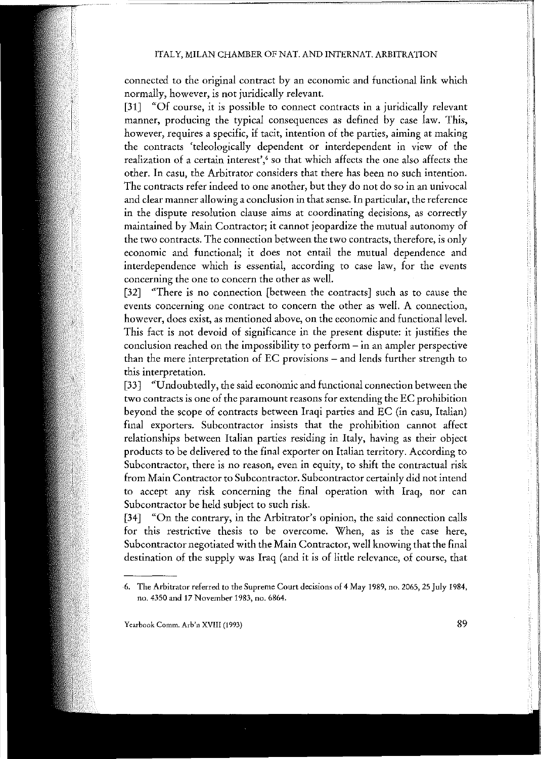connected to the original contract by an economic and functional link which normally, however, is not juridically relevant.

[31] "Of course, it is possible to connect contracts in a juridically relevant manner, producing the typical consequences as defined by case law. This, however, requires a specific, if tacit, intention of the parties, aiming at making the contracts 'teleologically dependent or interdependent in view of the realization of a certain interest',[6] so that which affects the one also affects the other. In casu, the Arbitrator considers that there has been no such intention. The contracts refer indeed to one another, but they do not do so in an univocal and clear manner allowing a conclusion in that sense. In particular, the reference in the dispute resolution clause aims at coordinating decisions, as correctly maintained by Main Contractor; it cannot jeopardize the mutual autonomy of the two contracts. The connection between the two contracts, therefore, is only economic and functional; it does not entail the mutual dependence and interdependence which is essential, according to case law, for the events concerning the one to concern the other as well.

[32] "There is no connection [between the contracts] such as to cause the events concerning one contract to concern the other as well. A connection, however, does exist, as mentioned above, on the economic and functional level. This fact is not devoid of significance in the present dispute: it justifies the conclusion reached on the impossibility to perform – in an ampler perspective than the mere interpretation of EC provisions – and lends further strength to this interpretation.

[33] "Undoubtedly, the said economic and functional connection between the two contracts is one of the paramount reasons for extending the EC prohibition beyond the scope of contracts between Iraqi parties and EC (in casu, Italian) final exporters. Subcontractor insists that the prohibition cannot affect relationships between Italian parties residing in Italy, having as their object products to be delivered to the final exporter on Italian territory. According to Subcontractor, there is no reason, even in equity, to shift the contractual risk from Main Contractor to Subcontractor. Subcontractor certainly did not intend to accept any risk concerning the final operation with Iraq, nor can Subcontractor be held subject to such risk.

[34] "On the contrary, in the Arbitrator's opinion, the said connection calls for this restrictive thesis to be overcome. When, as is the case here, Subcontractor negotiated with the Main Contractor, well knowing that the final destination of the supply was Iraq (and it is of little relevance, of course, that

---

6. The Arbitrator referred to the Supreme Court decisions of 4 May 1989, no. 2065, 25 July 1984, no. 4350 and 17 November 1983, no. 6864.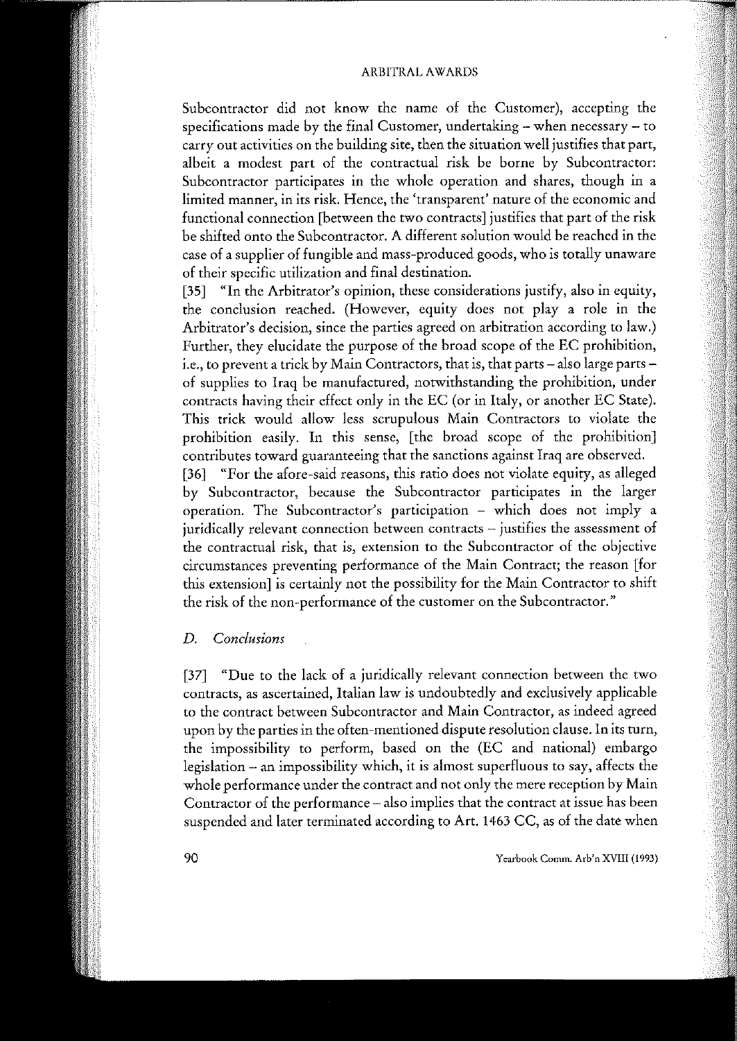Subcontractor did not know the name of the Customer), accepting the specifications made by the final Customer, undertaking – when necessary – to carry out activities on the building site, then the situation well justifies that part, albeit a modest part of the contractual risk be borne by Subcontractor: Subcontractor participates in the whole operation and shares, though in a limited manner, in its risk. Hence, the 'transparent' nature of the economic and functional connection [between the two contracts] justifies that part of the risk be shifted onto the Subcontractor. A different solution would be reached in the case of a supplier of fungible and mass-produced goods, who is totally unaware of their specific utilization and final destination.

[35] "In the Arbitrator's opinion, these considerations justify, also in equity, the conclusion reached. (However, equity does not play a role in the Arbitrator's decision, since the parties agreed on arbitration according to law.) Further, they elucidate the purpose of the broad scope of the EC prohibition, i.e., to prevent a trick by Main Contractors, that is, that parts – also large parts – of supplies to Iraq be manufactured, notwithstanding the prohibition, under contracts having their effect only in the EC (or in Italy, or another EC State). This trick would allow less scrupulous Main Contractors to violate the prohibition easily. In this sense, [the broad scope of the prohibition] contributes toward guaranteeing that the sanctions against Iraq are observed.

[36] "For the afore-said reasons, this ratio does not violate equity, as alleged by Subcontractor, because the Subcontractor participates in the larger operation. The Subcontractor's participation – which does not imply a juridically relevant connection between contracts – justifies the assessment of the contractual risk, that is, extension to the Subcontractor of the objective circumstances preventing performance of the Main Contract; the reason [for this extension] is certainly not the possibility for the Main Contractor to shift the risk of the non-performance of the customer on the Subcontractor."

## D. *Conclusions*

[37] "Due to the lack of a juridically relevant connection between the two contracts, as ascertained, Italian law is undoubtedly and exclusively applicable to the contract between Subcontractor and Main Contractor, as indeed agreed upon by the parties in the often-mentioned dispute resolution clause. In its turn, the impossibility to perform, based on the (EC and national) embargo legislation – an impossibility which, it is almost superfluous to say, affects the whole performance under the contract and not only the mere reception by Main Contractor of the performance – also implies that the contract at issue has been suspended and later terminated according to Art. 1463 CC, as of the date when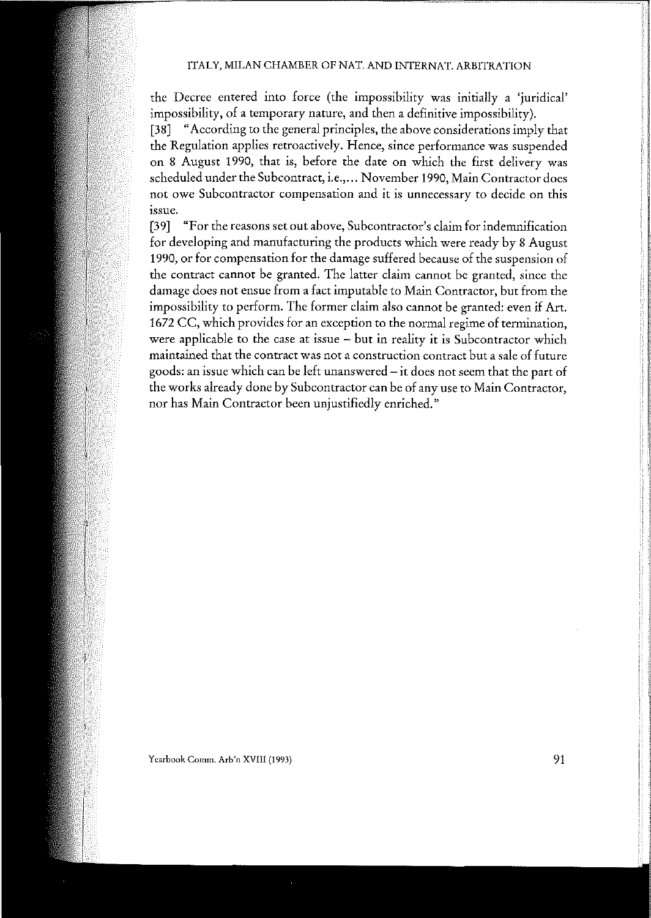the Decree entered into force (the impossibility was initially a 'juridical' impossibility, of a temporary nature, and then a definitive impossibility).

[38] "According to the general principles, the above considerations imply that the Regulation applies retroactively. Hence, since performance was suspended on 8 August 1990, that is, before the date on which the first delivery was scheduled under the Subcontract, i.e.,... November 1990, Main Contractor does not owe Subcontractor compensation and it is unnecessary to decide on this issue.

[39] "For the reasons set out above, Subcontractor's claim for indemnification for developing and manufacturing the products which were ready by 8 August 1990, or for compensation for the damage suffered because of the suspension of the contract cannot be granted. The latter claim cannot be granted, since the damage does not ensue from a fact imputable to Main Contractor, but from the impossibility to perform. The former claim also cannot be granted: even if Art. 1672 CC, which provides for an exception to the normal regime of termination, were applicable to the case at issue – but in reality it is Subcontractor which maintained that the contract was not a construction contract but a sale of future goods: an issue which can be left unanswered – it does not seem that the part of the works already done by Subcontractor can be of any use to Main Contractor, nor has Main Contractor been unjustifiedly enriched."